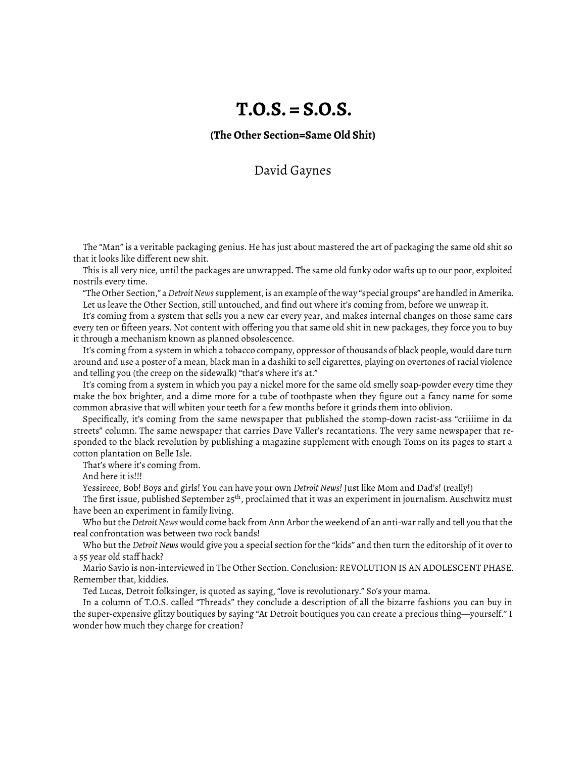# T.O.S. = S.O.S.

**(The Other Section=Same Old Shit)**

David Gaynes

The "Man" is a veritable packaging genius. He has just about mastered the art of packaging the same old shit so that it looks like different new shit.

This is all very nice, until the packages are unwrapped. The same old funky odor wafts up to our poor, exploited nostrils every time.

"The Other Section," a *Detroit News* supplement, is an example of the way "special groups" are handled in Amerika.

Let us leave the Other Section, still untouched, and find out where it's coming from, before we unwrap it.

It's coming from a system that sells you a new car every year, and makes internal changes on those same cars every ten or fifteen years. Not content with offering you that same old shit in new packages, they force you to buy it through a mechanism known as planned obsolescence.

It's coming from a system in which a tobacco company, oppressor of thousands of black people, would dare turn around and use a poster of a mean, black man in a dashiki to sell cigarettes, playing on overtones of racial violence and telling you (the creep on the sidewalk) "that's where it's at."

It's coming from a system in which you pay a nickel more for the same old smelly soap-powder every time they make the box brighter, and a dime more for a tube of toothpaste when they figure out a fancy name for some common abrasive that will whiten your teeth for a few months before it grinds them into oblivion.

Specifically, it's coming from the same newspaper that published the stomp-down racist-ass "criiiime in da streets" column. The same newspaper that carries Dave Valler's recantations. The very same newspaper that responded to the black revolution by publishing a magazine supplement with enough Toms on its pages to start a cotton plantation on Belle Isle.

That's where it's coming from.

And here it is!!!

Yessireee, Bob! Boys and girls! You can have your own *Detroit News!* Just like Mom and Dad's! (really!)

The first issue, published September 25th, proclaimed that it was an experiment in journalism. Auschwitz must have been an experiment in family living.

Who but the *Detroit News* would come back from Ann Arbor the weekend of an anti-war rally and tell you that the real confrontation was between two rock bands!

Who but the *Detroit News* would give you a special section for the "kids" and then turn the editorship of it over to a 55 year old staff hack?

Mario Savio is non-interviewed in The Other Section. Conclusion: REVOLUTION IS AN ADOLESCENT PHASE. Remember that, kiddies.

Ted Lucas, Detroit folksinger, is quoted as saying, "love is revolutionary." So's your mama.

In a column of T.O.S. called "Threads" they conclude a description of all the bizarre fashions you can buy in the super-expensive glitzy boutiques by saying "At Detroit boutiques you can create a precious thing—yourself." I wonder how much they charge for creation?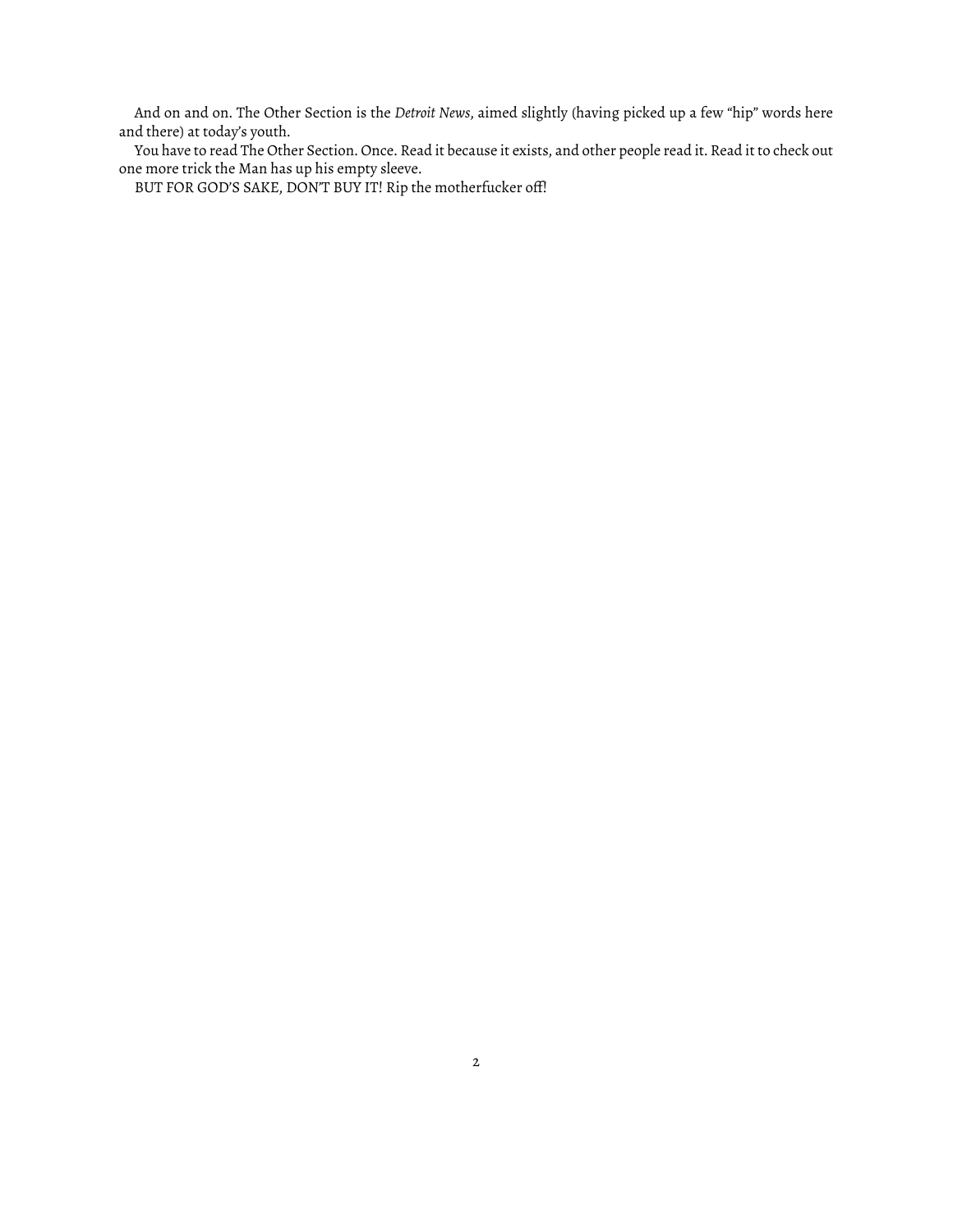And on and on. The Other Section is the *Detroit News*, aimed slightly (having picked up a few "hip" words here and there) at today's youth.

You have to read The Other Section. Once. Read it because it exists, and other people read it. Read it to check out one more trick the Man has up his empty sleeve.

BUT FOR GOD'S SAKE, DON'T BUY IT! Rip the motherfucker off!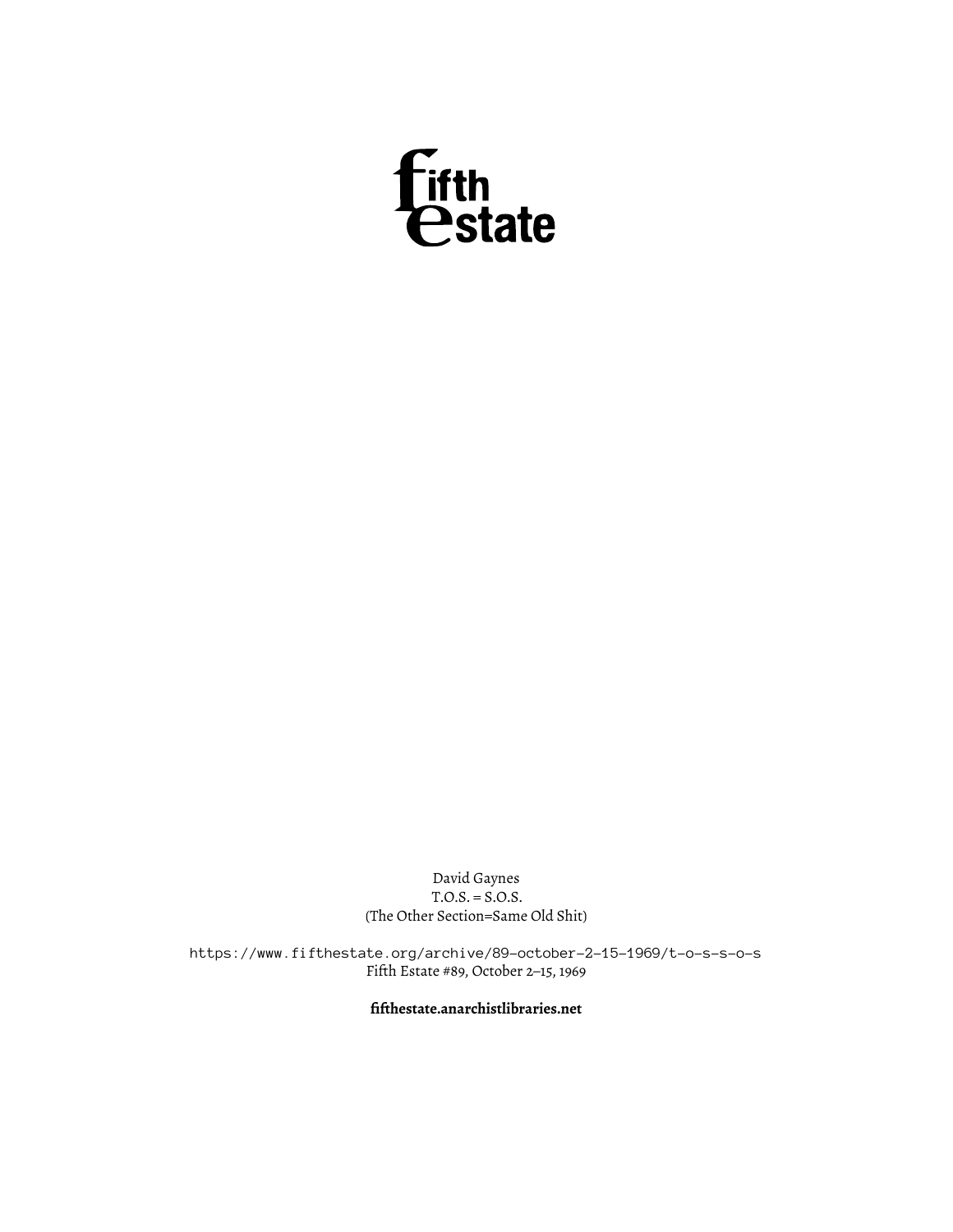Fifth Estate

David Gaynes
T.O.S. = S.O.S.
(The Other Section=Same Old Shit)

https://www.fifthestate.org/archive/89-october-2-15-1969/t-o-s-s-o-s
Fifth Estate #89, October 2–15, 1969

**fifthestate.anarchistlibraries.net**